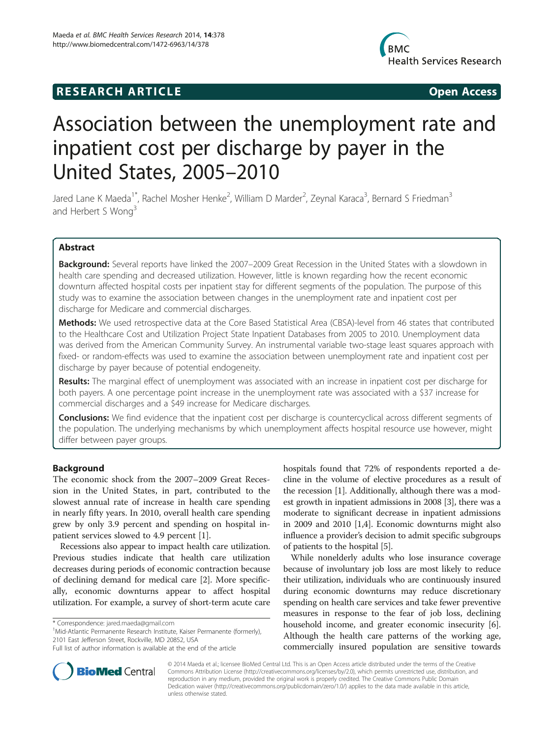**RESEARCH ARTICLE** **Open Access**

# Association between the unemployment rate and inpatient cost per discharge by payer in the United States, 2005–2010

Jared Lane K Maeda[1*], Rachel Mosher Henke[2], William D Marder[2], Zeynal Karaca[3], Bernard S Friedman[3] and Herbert S Wong[3]

## Abstract

**Background:** Several reports have linked the 2007–2009 Great Recession in the United States with a slowdown in health care spending and decreased utilization. However, little is known regarding how the recent economic downturn affected hospital costs per inpatient stay for different segments of the population. The purpose of this study was to examine the association between changes in the unemployment rate and inpatient cost per discharge for Medicare and commercial discharges.

**Methods:** We used retrospective data at the Core Based Statistical Area (CBSA)-level from 46 states that contributed to the Healthcare Cost and Utilization Project State Inpatient Databases from 2005 to 2010. Unemployment data was derived from the American Community Survey. An instrumental variable two-stage least squares approach with fixed- or random-effects was used to examine the association between unemployment rate and inpatient cost per discharge by payer because of potential endogeneity.

**Results:** The marginal effect of unemployment was associated with an increase in inpatient cost per discharge for both payers. A one percentage point increase in the unemployment rate was associated with a $37 increase for commercial discharges and a $49 increase for Medicare discharges.

**Conclusions:** We find evidence that the inpatient cost per discharge is countercyclical across different segments of the population. The underlying mechanisms by which unemployment affects hospital resource use however, might differ between payer groups.

## Background

The economic shock from the 2007–2009 Great Recession in the United States, in part, contributed to the slowest annual rate of increase in health care spending in nearly fifty years. In 2010, overall health care spending grew by only 3.9 percent and spending on hospital inpatient services slowed to 4.9 percent [1].

Recessions also appear to impact health care utilization. Previous studies indicate that health care utilization decreases during periods of economic contraction because of declining demand for medical care [2]. More specifically, economic downturns appear to affect hospital utilization. For example, a survey of short-term acute care hospitals found that 72% of respondents reported a decline in the volume of elective procedures as a result of the recession [1]. Additionally, although there was a modest growth in inpatient admissions in 2008 [3], there was a moderate to significant decrease in inpatient admissions in 2009 and 2010 [1,4]. Economic downturns might also influence a provider's decision to admit specific subgroups of patients to the hospital [5].

While nonelderly adults who lose insurance coverage because of involuntary job loss are most likely to reduce their utilization, individuals who are continuously insured during economic downturns may reduce discretionary spending on health care services and take fewer preventive measures in response to the fear of job loss, declining household income, and greater economic insecurity [6]. Although the health care patterns of the working age, commercially insured population are sensitive towards

\* Correspondence: jared.maeda@gmail.com
[1]Mid-Atlantic Permanente Research Institute, Kaiser Permanente (formerly), 2101 East Jefferson Street, Rockville, MD 20852, USA
Full list of author information is available at the end of the article

© 2014 Maeda et al.; licensee BioMed Central Ltd. This is an Open Access article distributed under the terms of the Creative Commons Attribution License (http://creativecommons.org/licenses/by/2.0), which permits unrestricted use, distribution, and reproduction in any medium, provided the original work is properly credited. The Creative Commons Public Domain Dedication waiver (http://creativecommons.org/publicdomain/zero/1.0/) applies to the data made available in this article, unless otherwise stated.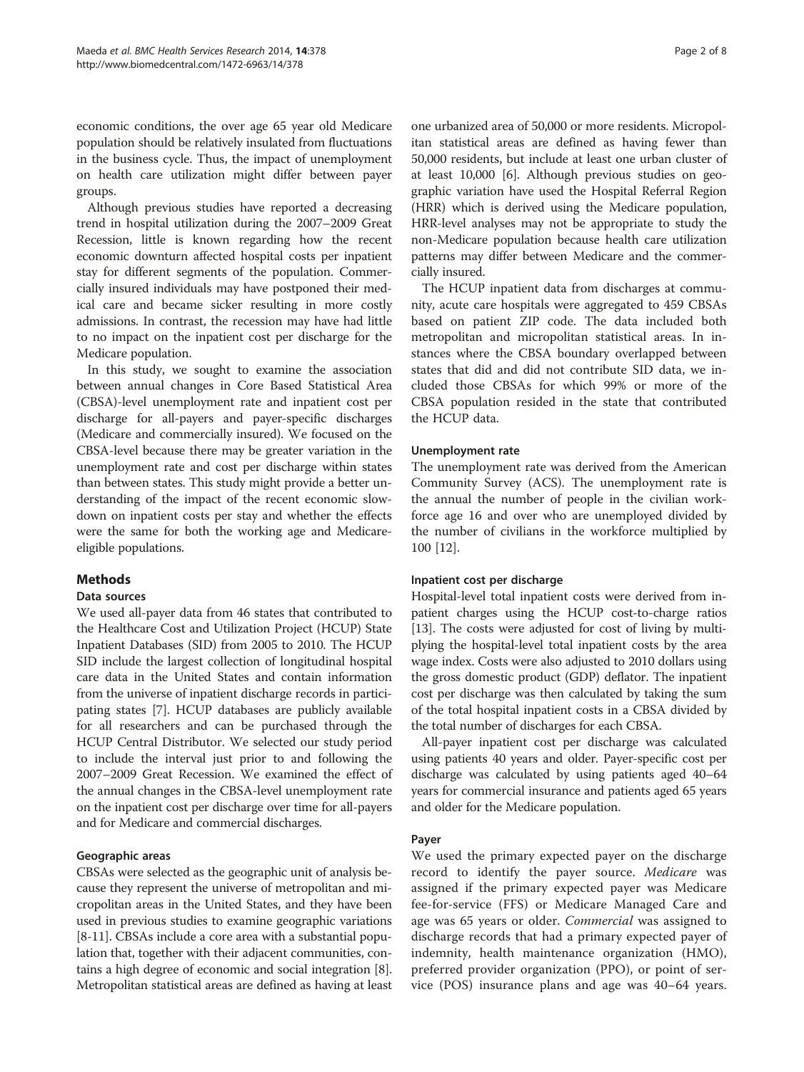economic conditions, the over age 65 year old Medicare population should be relatively insulated from fluctuations in the business cycle. Thus, the impact of unemployment on health care utilization might differ between payer groups.

Although previous studies have reported a decreasing trend in hospital utilization during the 2007–2009 Great Recession, little is known regarding how the recent economic downturn affected hospital costs per inpatient stay for different segments of the population. Commercially insured individuals may have postponed their medical care and became sicker resulting in more costly admissions. In contrast, the recession may have had little to no impact on the inpatient cost per discharge for the Medicare population.

In this study, we sought to examine the association between annual changes in Core Based Statistical Area (CBSA)-level unemployment rate and inpatient cost per discharge for all-payers and payer-specific discharges (Medicare and commercially insured). We focused on the CBSA-level because there may be greater variation in the unemployment rate and cost per discharge within states than between states. This study might provide a better understanding of the impact of the recent economic slowdown on inpatient costs per stay and whether the effects were the same for both the working age and Medicare-eligible populations.

## Methods

### Data sources

We used all-payer data from 46 states that contributed to the Healthcare Cost and Utilization Project (HCUP) State Inpatient Databases (SID) from 2005 to 2010. The HCUP SID include the largest collection of longitudinal hospital care data in the United States and contain information from the universe of inpatient discharge records in participating states [7]. HCUP databases are publicly available for all researchers and can be purchased through the HCUP Central Distributor. We selected our study period to include the interval just prior to and following the 2007–2009 Great Recession. We examined the effect of the annual changes in the CBSA-level unemployment rate on the inpatient cost per discharge over time for all-payers and for Medicare and commercial discharges.

#### Geographic areas

CBSAs were selected as the geographic unit of analysis because they represent the universe of metropolitan and micropolitan areas in the United States, and they have been used in previous studies to examine geographic variations [8-11]. CBSAs include a core area with a substantial population that, together with their adjacent communities, contains a high degree of economic and social integration [8]. Metropolitan statistical areas are defined as having at least one urbanized area of 50,000 or more residents. Micropolitan statistical areas are defined as having fewer than 50,000 residents, but include at least one urban cluster of at least 10,000 [6]. Although previous studies on geographic variation have used the Hospital Referral Region (HRR) which is derived using the Medicare population, HRR-level analyses may not be appropriate to study the non-Medicare population because health care utilization patterns may differ between Medicare and the commercially insured.

The HCUP inpatient data from discharges at community, acute care hospitals were aggregated to 459 CBSAs based on patient ZIP code. The data included both metropolitan and micropolitan statistical areas. In instances where the CBSA boundary overlapped between states that did and did not contribute SID data, we included those CBSAs for which 99% or more of the CBSA population resided in the state that contributed the HCUP data.

#### Unemployment rate

The unemployment rate was derived from the American Community Survey (ACS). The unemployment rate is the annual the number of people in the civilian workforce age 16 and over who are unemployed divided by the number of civilians in the workforce multiplied by 100 [12].

#### Inpatient cost per discharge

Hospital-level total inpatient costs were derived from inpatient charges using the HCUP cost-to-charge ratios [13]. The costs were adjusted for cost of living by multiplying the hospital-level total inpatient costs by the area wage index. Costs were also adjusted to 2010 dollars using the gross domestic product (GDP) deflator. The inpatient cost per discharge was then calculated by taking the sum of the total hospital inpatient costs in a CBSA divided by the total number of discharges for each CBSA.

All-payer inpatient cost per discharge was calculated using patients 40 years and older. Payer-specific cost per discharge was calculated by using patients aged 40–64 years for commercial insurance and patients aged 65 years and older for the Medicare population.

#### Payer

We used the primary expected payer on the discharge record to identify the payer source. *Medicare* was assigned if the primary expected payer was Medicare fee-for-service (FFS) or Medicare Managed Care and age was 65 years or older. *Commercial* was assigned to discharge records that had a primary expected payer of indemnity, health maintenance organization (HMO), preferred provider organization (PPO), or point of service (POS) insurance plans and age was 40–64 years.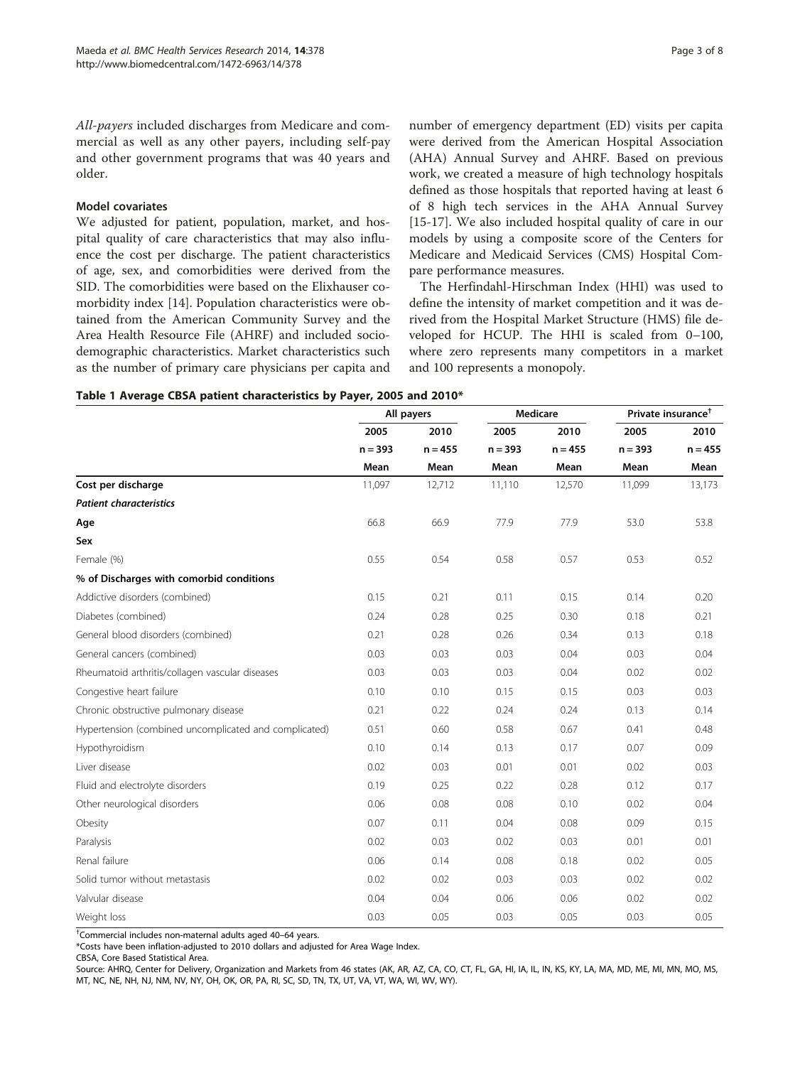*All-payers* included discharges from Medicare and commercial as well as any other payers, including self-pay and other government programs that was 40 years and older.

### Model covariates

We adjusted for patient, population, market, and hospital quality of care characteristics that may also influence the cost per discharge. The patient characteristics of age, sex, and comorbidities were derived from the SID. The comorbidities were based on the Elixhauser comorbidity index [14]. Population characteristics were obtained from the American Community Survey and the Area Health Resource File (AHRF) and included sociodemographic characteristics. Market characteristics such as the number of primary care physicians per capita and number of emergency department (ED) visits per capita were derived from the American Hospital Association (AHA) Annual Survey and AHRF. Based on previous work, we created a measure of high technology hospitals defined as those hospitals that reported having at least 6 of 8 high tech services in the AHA Annual Survey [15-17]. We also included hospital quality of care in our models by using a composite score of the Centers for Medicare and Medicaid Services (CMS) Hospital Compare performance measures.

The Herfindahl-Hirschman Index (HHI) was used to define the intensity of market competition and it was derived from the Hospital Market Structure (HMS) file developed for HCUP. The HHI is scaled from 0–100, where zero represents many competitors in a market and 100 represents a monopoly.

**Table 1 Average CBSA patient characteristics by Payer, 2005 and 2010***

| | All payers | | Medicare | | Private insurance[†] | |
|---|---|---|---|---|---|---|
| | 2005 | 2010 | 2005 | 2010 | 2005 | 2010 |
| | n = 393 | n = 455 | n = 393 | n = 455 | n = 393 | n = 455 |
| | Mean | Mean | Mean | Mean | Mean | Mean |
| **Cost per discharge** | 11,097 | 12,712 | 11,110 | 12,570 | 11,099 | 13,173 |
| ***Patient characteristics*** | | | | | | |
| **Age** | 66.8 | 66.9 | 77.9 | 77.9 | 53.0 | 53.8 |
| **Sex** | | | | | | |
| Female (%) | 0.55 | 0.54 | 0.58 | 0.57 | 0.53 | 0.52 |
| **% of Discharges with comorbid conditions** | | | | | | |
| Addictive disorders (combined) | 0.15 | 0.21 | 0.11 | 0.15 | 0.14 | 0.20 |
| Diabetes (combined) | 0.24 | 0.28 | 0.25 | 0.30 | 0.18 | 0.21 |
| General blood disorders (combined) | 0.21 | 0.28 | 0.26 | 0.34 | 0.13 | 0.18 |
| General cancers (combined) | 0.03 | 0.03 | 0.03 | 0.04 | 0.03 | 0.04 |
| Rheumatoid arthritis/collagen vascular diseases | 0.03 | 0.03 | 0.03 | 0.04 | 0.02 | 0.02 |
| Congestive heart failure | 0.10 | 0.10 | 0.15 | 0.15 | 0.03 | 0.03 |
| Chronic obstructive pulmonary disease | 0.21 | 0.22 | 0.24 | 0.24 | 0.13 | 0.14 |
| Hypertension (combined uncomplicated and complicated) | 0.51 | 0.60 | 0.58 | 0.67 | 0.41 | 0.48 |
| Hypothyroidism | 0.10 | 0.14 | 0.13 | 0.17 | 0.07 | 0.09 |
| Liver disease | 0.02 | 0.03 | 0.01 | 0.01 | 0.02 | 0.03 |
| Fluid and electrolyte disorders | 0.19 | 0.25 | 0.22 | 0.28 | 0.12 | 0.17 |
| Other neurological disorders | 0.06 | 0.08 | 0.08 | 0.10 | 0.02 | 0.04 |
| Obesity | 0.07 | 0.11 | 0.04 | 0.08 | 0.09 | 0.15 |
| Paralysis | 0.02 | 0.03 | 0.02 | 0.03 | 0.01 | 0.01 |
| Renal failure | 0.06 | 0.14 | 0.08 | 0.18 | 0.02 | 0.05 |
| Solid tumor without metastasis | 0.02 | 0.02 | 0.03 | 0.03 | 0.02 | 0.02 |
| Valvular disease | 0.04 | 0.04 | 0.06 | 0.06 | 0.02 | 0.02 |
| Weight loss | 0.03 | 0.05 | 0.03 | 0.05 | 0.03 | 0.05 |

[†]Commercial includes non-maternal adults aged 40–64 years.

*Costs have been inflation-adjusted to 2010 dollars and adjusted for Area Wage Index.

CBSA, Core Based Statistical Area.

Source: AHRQ, Center for Delivery, Organization and Markets from 46 states (AK, AR, AZ, CA, CO, CT, FL, GA, HI, IA, IL, IN, KS, KY, LA, MA, MD, ME, MI, MN, MO, MS, MT, NC, NE, NH, NJ, NM, NV, NY, OH, OK, OR, PA, RI, SC, SD, TN, TX, UT, VA, VT, WA, WI, WV, WY).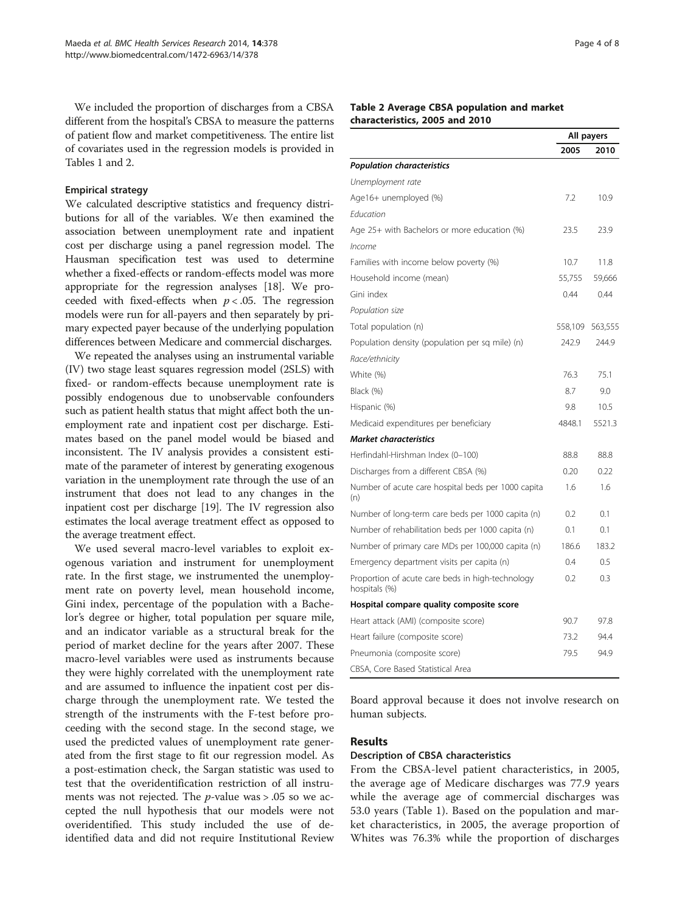We included the proportion of discharges from a CBSA different from the hospital's CBSA to measure the patterns of patient flow and market competitiveness. The entire list of covariates used in the regression models is provided in Tables 1 and 2.

### Empirical strategy

We calculated descriptive statistics and frequency distributions for all of the variables. We then examined the association between unemployment rate and inpatient cost per discharge using a panel regression model. The Hausman specification test was used to determine whether a fixed-effects or random-effects model was more appropriate for the regression analyses [18]. We proceeded with fixed-effects when $p < .05$. The regression models were run for all-payers and then separately by primary expected payer because of the underlying population differences between Medicare and commercial discharges.

We repeated the analyses using an instrumental variable (IV) two stage least squares regression model (2SLS) with fixed- or random-effects because unemployment rate is possibly endogenous due to unobservable confounders such as patient health status that might affect both the unemployment rate and inpatient cost per discharge. Estimates based on the panel model would be biased and inconsistent. The IV analysis provides a consistent estimate of the parameter of interest by generating exogenous variation in the unemployment rate through the use of an instrument that does not lead to any changes in the inpatient cost per discharge [19]. The IV regression also estimates the local average treatment effect as opposed to the average treatment effect.

We used several macro-level variables to exploit exogenous variation and instrument for unemployment rate. In the first stage, we instrumented the unemployment rate on poverty level, mean household income, Gini index, percentage of the population with a Bachelor's degree or higher, total population per square mile, and an indicator variable as a structural break for the period of market decline for the years after 2007. These macro-level variables were used as instruments because they were highly correlated with the unemployment rate and are assumed to influence the inpatient cost per discharge through the unemployment rate. We tested the strength of the instruments with the F-test before proceeding with the second stage. In the second stage, we used the predicted values of unemployment rate generated from the first stage to fit our regression model. As a post-estimation check, the Sargan statistic was used to test that the overidentification restriction of all instruments was not rejected. The $p$-value was > .05 so we accepted the null hypothesis that our models were not overidentified. This study included the use of de-identified data and did not require Institutional Review Board approval because it does not involve research on human subjects.

**Table 2 Average CBSA population and market characteristics, 2005 and 2010**

| | All payers | |
|---|---|---|
| | 2005 | 2010 |
| ***Population characteristics*** | | |
| *Unemployment rate* | | |
| Age16+ unemployed (%) | 7.2 | 10.9 |
| *Education* | | |
| Age 25+ with Bachelors or more education (%) | 23.5 | 23.9 |
| *Income* | | |
| Families with income below poverty (%) | 10.7 | 11.8 |
| Household income (mean) | 55,755 | 59,666 |
| Gini index | 0.44 | 0.44 |
| *Population size* | | |
| Total population (n) | 558,109 | 563,555 |
| Population density (population per sq mile) (n) | 242.9 | 244.9 |
| *Race/ethnicity* | | |
| White (%) | 76.3 | 75.1 |
| Black (%) | 8.7 | 9.0 |
| Hispanic (%) | 9.8 | 10.5 |
| Medicaid expenditures per beneficiary | 4848.1 | 5521.3 |
| ***Market characteristics*** | | |
| Herfindahl-Hirshman Index (0–100) | 88.8 | 88.8 |
| Discharges from a different CBSA (%) | 0.20 | 0.22 |
| Number of acute care hospital beds per 1000 capita (n) | 1.6 | 1.6 |
| Number of long-term care beds per 1000 capita (n) | 0.2 | 0.1 |
| Number of rehabilitation beds per 1000 capita (n) | 0.1 | 0.1 |
| Number of primary care MDs per 100,000 capita (n) | 186.6 | 183.2 |
| Emergency department visits per capita (n) | 0.4 | 0.5 |
| Proportion of acute care beds in high-technology hospitals (%) | 0.2 | 0.3 |
| **Hospital compare quality composite score** | | |
| Heart attack (AMI) (composite score) | 90.7 | 97.8 |
| Heart failure (composite score) | 73.2 | 94.4 |
| Pneumonia (composite score) | 79.5 | 94.9 |

CBSA, Core Based Statistical Area

## Results

### Description of CBSA characteristics

From the CBSA-level patient characteristics, in 2005, the average age of Medicare discharges was 77.9 years while the average age of commercial discharges was 53.0 years (Table 1). Based on the population and market characteristics, in 2005, the average proportion of Whites was 76.3% while the proportion of discharges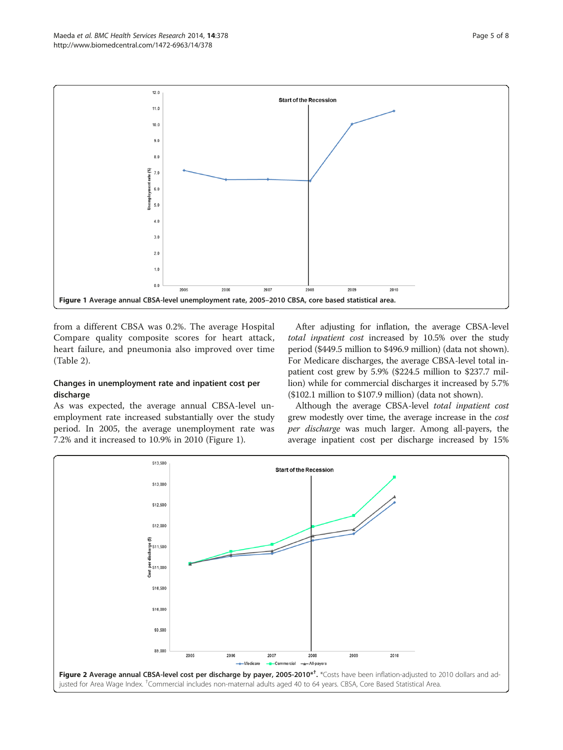Figure 1 Average annual CBSA-level unemployment rate, 2005–2010 CBSA, core based statistical area.

from a different CBSA was 0.2%. The average Hospital Compare quality composite scores for heart attack, heart failure, and pneumonia also improved over time (Table 2).

### Changes in unemployment rate and inpatient cost per discharge

As was expected, the average annual CBSA-level unemployment rate increased substantially over the study period. In 2005, the average unemployment rate was 7.2% and it increased to 10.9% in 2010 (Figure 1).

After adjusting for inflation, the average CBSA-level *total inpatient cost* increased by 10.5% over the study period ($449.5 million to $496.9 million) (data not shown). For Medicare discharges, the average CBSA-level total inpatient cost grew by 5.9% ($224.5 million to $237.7 million) while for commercial discharges it increased by 5.7% ($102.1 million to $107.9 million) (data not shown).

Although the average CBSA-level *total inpatient cost* grew modestly over time, the average increase in the *cost per discharge* was much larger. Among all-payers, the average inpatient cost per discharge increased by 15%

**Figure 2 Average annual CBSA-level cost per discharge by payer, 2005-2010*[†].** *Costs have been inflation-adjusted to 2010 dollars and adjusted for Area Wage Index. [†]Commercial includes non-maternal adults aged 40 to 64 years. CBSA, Core Based Statistical Area.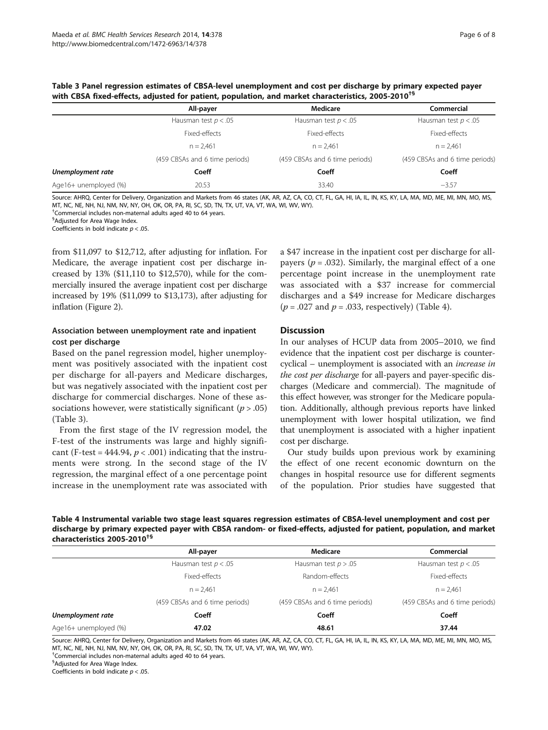**Table 3 Panel regression estimates of CBSA-level unemployment and cost per discharge by primary expected payer with CBSA fixed-effects, adjusted for patient, population, and market characteristics, 2005-2010[†§]**

| | All-payer | Medicare | Commercial |
|---|---|---|---|
| | Hausman test $p < .05$ | Hausman test $p < .05$ | Hausman test $p < .05$ |
| | Fixed-effects | Fixed-effects | Fixed-effects |
| | n = 2,461 | n = 2,461 | n = 2,461 |
| | (459 CBSAs and 6 time periods) | (459 CBSAs and 6 time periods) | (459 CBSAs and 6 time periods) |
| ***Unemployment rate*** | **Coeff** | **Coeff** | **Coeff** |
| Age16+ unemployed (%) | 20.53 | 33.40 | −3.57 |

Source: AHRQ, Center for Delivery, Organization and Markets from 46 states (AK, AR, AZ, CA, CO, CT, FL, GA, HI, IA, IL, IN, KS, KY, LA, MA, MD, ME, MI, MN, MO, MS, MT, NC, NE, NH, NJ, NM, NV, NY, OH, OK, OR, PA, RI, SC, SD, TN, TX, UT, VA, VT, WA, WI, WV, WY).
[†]Commercial includes non-maternal adults aged 40 to 64 years.
[§]Adjusted for Area Wage Index.
Coefficients in bold indicate $p < .05$.

from $11,097 to $12,712, after adjusting for inflation. For Medicare, the average inpatient cost per discharge increased by 13% ($11,110 to $12,570), while for the commercially insured the average inpatient cost per discharge increased by 19% ($11,099 to $13,173), after adjusting for inflation (Figure 2).

### Association between unemployment rate and inpatient cost per discharge

Based on the panel regression model, higher unemployment was positively associated with the inpatient cost per discharge for all-payers and Medicare discharges, but was negatively associated with the inpatient cost per discharge for commercial discharges. None of these associations however, were statistically significant ($p > .05$) (Table 3).

From the first stage of the IV regression model, the F-test of the instruments was large and highly significant (F-test = 444.94, $p < .001$) indicating that the instruments were strong. In the second stage of the IV regression, the marginal effect of a one percentage point increase in the unemployment rate was associated with a $47 increase in the inpatient cost per discharge for all-payers ($p = .032$). Similarly, the marginal effect of a one percentage point increase in the unemployment rate was associated with a $37 increase for commercial discharges and a $49 increase for Medicare discharges ($p = .027$ and $p = .033$, respectively) (Table 4).

## Discussion

In our analyses of HCUP data from 2005–2010, we find evidence that the inpatient cost per discharge is countercyclical – unemployment is associated with an *increase in the cost per discharge* for all-payers and payer-specific discharges (Medicare and commercial). The magnitude of this effect however, was stronger for the Medicare population. Additionally, although previous reports have linked unemployment with lower hospital utilization, we find that unemployment is associated with a higher inpatient cost per discharge.

Our study builds upon previous work by examining the effect of one recent economic downturn on the changes in hospital resource use for different segments of the population. Prior studies have suggested that

**Table 4 Instrumental variable two stage least squares regression estimates of CBSA-level unemployment and cost per discharge by primary expected payer with CBSA random- or fixed-effects, adjusted for patient, population, and market characteristics 2005-2010[†§]**

| | All-payer | Medicare | Commercial |
|---|---|---|---|
| | Hausman test $p < .05$ | Hausman test $p > .05$ | Hausman test $p < .05$ |
| | Fixed-effects | Random-effects | Fixed-effects |
| | n = 2,461 | n = 2,461 | n = 2,461 |
| | (459 CBSAs and 6 time periods) | (459 CBSAs and 6 time periods) | (459 CBSAs and 6 time periods) |
| ***Unemployment rate*** | **Coeff** | **Coeff** | **Coeff** |
| Age16+ unemployed (%) | **47.02** | **48.61** | **37.44** |

Source: AHRQ, Center for Delivery, Organization and Markets from 46 states (AK, AR, AZ, CA, CO, CT, FL, GA, HI, IA, IL, IN, KS, KY, LA, MA, MD, ME, MI, MN, MO, MS, MT, NC, NE, NH, NJ, NM, NV, NY, OH, OK, OR, PA, RI, SC, SD, TN, TX, UT, VA, VT, WA, WI, WV, WY).
[†]Commercial includes non-maternal adults aged 40 to 64 years.
[§]Adjusted for Area Wage Index.
Coefficients in bold indicate $p < .05$.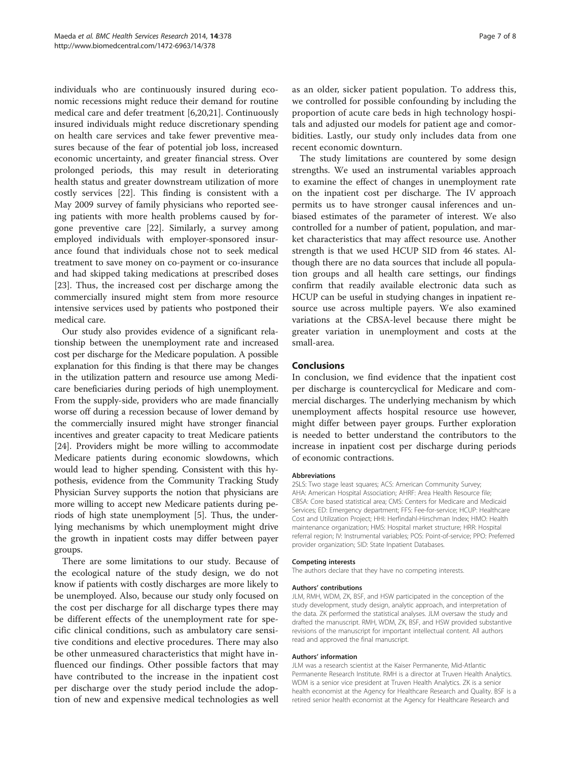individuals who are continuously insured during economic recessions might reduce their demand for routine medical care and defer treatment [6,20,21]. Continuously insured individuals might reduce discretionary spending on health care services and take fewer preventive measures because of the fear of potential job loss, increased economic uncertainty, and greater financial stress. Over prolonged periods, this may result in deteriorating health status and greater downstream utilization of more costly services [22]. This finding is consistent with a May 2009 survey of family physicians who reported seeing patients with more health problems caused by forgone preventive care [22]. Similarly, a survey among employed individuals with employer-sponsored insurance found that individuals chose not to seek medical treatment to save money on co-payment or co-insurance and had skipped taking medications at prescribed doses [23]. Thus, the increased cost per discharge among the commercially insured might stem from more resource intensive services used by patients who postponed their medical care.

Our study also provides evidence of a significant relationship between the unemployment rate and increased cost per discharge for the Medicare population. A possible explanation for this finding is that there may be changes in the utilization pattern and resource use among Medicare beneficiaries during periods of high unemployment. From the supply-side, providers who are made financially worse off during a recession because of lower demand by the commercially insured might have stronger financial incentives and greater capacity to treat Medicare patients [24]. Providers might be more willing to accommodate Medicare patients during economic slowdowns, which would lead to higher spending. Consistent with this hypothesis, evidence from the Community Tracking Study Physician Survey supports the notion that physicians are more willing to accept new Medicare patients during periods of high state unemployment [5]. Thus, the underlying mechanisms by which unemployment might drive the growth in inpatient costs may differ between payer groups.

There are some limitations to our study. Because of the ecological nature of the study design, we do not know if patients with costly discharges are more likely to be unemployed. Also, because our study only focused on the cost per discharge for all discharge types there may be different effects of the unemployment rate for specific clinical conditions, such as ambulatory care sensitive conditions and elective procedures. There may also be other unmeasured characteristics that might have influenced our findings. Other possible factors that may have contributed to the increase in the inpatient cost per discharge over the study period include the adoption of new and expensive medical technologies as well as an older, sicker patient population. To address this, we controlled for possible confounding by including the proportion of acute care beds in high technology hospitals and adjusted our models for patient age and comorbidities. Lastly, our study only includes data from one recent economic downturn.

The study limitations are countered by some design strengths. We used an instrumental variables approach to examine the effect of changes in unemployment rate on the inpatient cost per discharge. The IV approach permits us to have stronger causal inferences and unbiased estimates of the parameter of interest. We also controlled for a number of patient, population, and market characteristics that may affect resource use. Another strength is that we used HCUP SID from 46 states. Although there are no data sources that include all population groups and all health care settings, our findings confirm that readily available electronic data such as HCUP can be useful in studying changes in inpatient resource use across multiple payers. We also examined variations at the CBSA-level because there might be greater variation in unemployment and costs at the small-area.

## Conclusions

In conclusion, we find evidence that the inpatient cost per discharge is countercyclical for Medicare and commercial discharges. The underlying mechanism by which unemployment affects hospital resource use however, might differ between payer groups. Further exploration is needed to better understand the contributors to the increase in inpatient cost per discharge during periods of economic contractions.

#### Abbreviations

2SLS: Two stage least squares; ACS: American Community Survey; AHA: American Hospital Association; AHRF: Area Health Resource file; CBSA: Core based statistical area; CMS: Centers for Medicare and Medicaid Services; ED: Emergency department; FFS: Fee-for-service; HCUP: Healthcare Cost and Utilization Project; HHI: Herfindahl-Hirschman Index; HMO: Health maintenance organization; HMS: Hospital market structure; HRR: Hospital referral region; IV: Instrumental variables; POS: Point-of-service; PPO: Preferred provider organization; SID: State Inpatient Databases.

#### Competing interests

The authors declare that they have no competing interests.

#### Authors' contributions

JLM, RMH, WDM, ZK, BSF, and HSW participated in the conception of the study development, study design, analytic approach, and interpretation of the data. ZK performed the statistical analyses. JLM oversaw the study and drafted the manuscript. RMH, WDM, ZK, BSF, and HSW provided substantive revisions of the manuscript for important intellectual content. All authors read and approved the final manuscript.

#### Authors' information

JLM was a research scientist at the Kaiser Permanente, Mid-Atlantic Permanente Research Institute. RMH is a director at Truven Health Analytics. WDM is a senior vice president at Truven Health Analytics. ZK is a senior health economist at the Agency for Healthcare Research and Quality. BSF is a retired senior health economist at the Agency for Healthcare Research and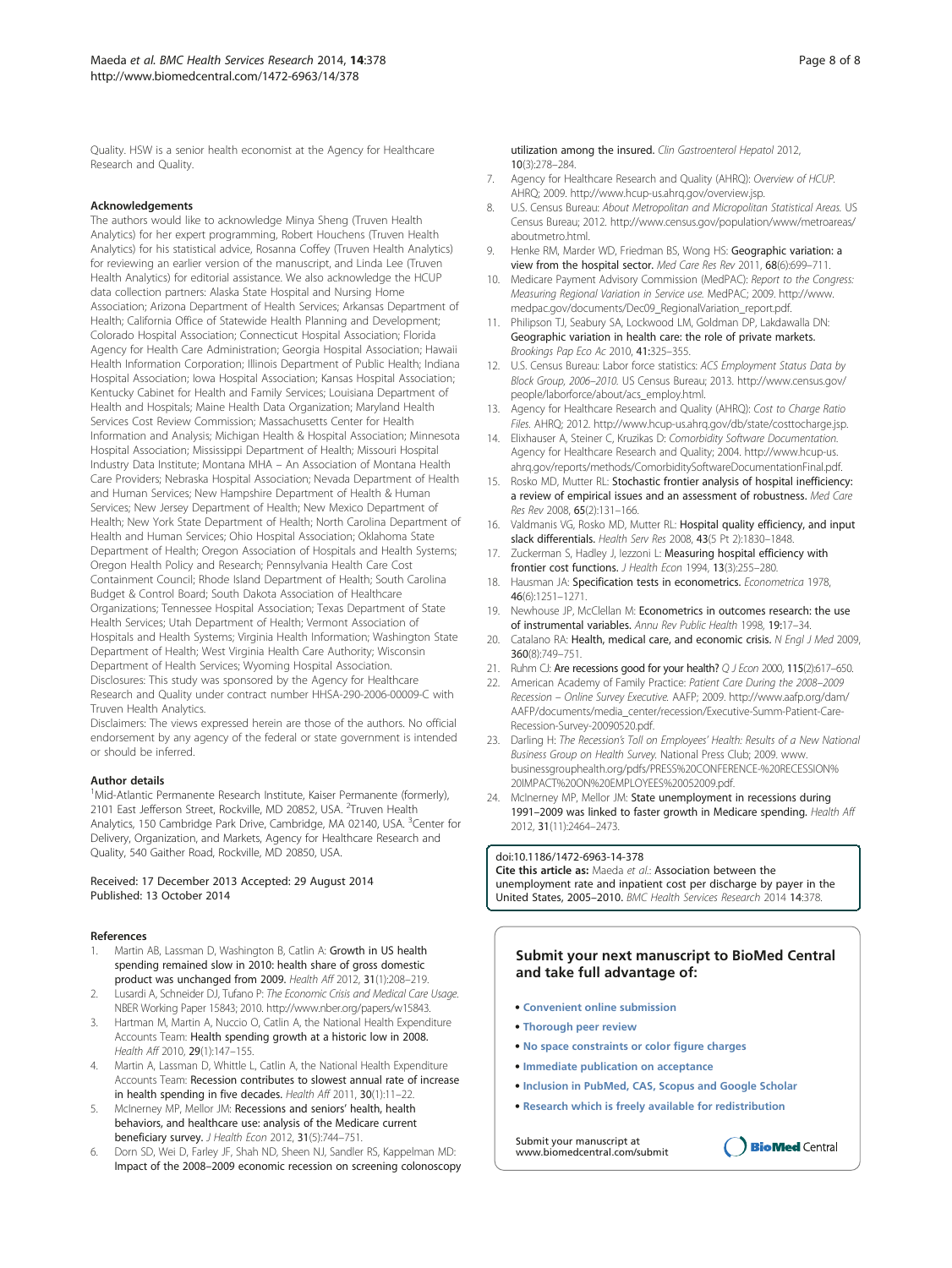Quality. HSW is a senior health economist at the Agency for Healthcare Research and Quality.

#### Acknowledgements

The authors would like to acknowledge Minya Sheng (Truven Health Analytics) for her expert programming, Robert Houchens (Truven Health Analytics) for his statistical advice, Rosanna Coffey (Truven Health Analytics) for reviewing an earlier version of the manuscript, and Linda Lee (Truven Health Analytics) for editorial assistance. We also acknowledge the HCUP data collection partners: Alaska State Hospital and Nursing Home Association; Arizona Department of Health Services; Arkansas Department of Health; California Office of Statewide Health Planning and Development; Colorado Hospital Association; Connecticut Hospital Association; Florida Agency for Health Care Administration; Georgia Hospital Association; Hawaii Health Information Corporation; Illinois Department of Public Health; Indiana Hospital Association; Iowa Hospital Association; Kansas Hospital Association; Kentucky Cabinet for Health and Family Services; Louisiana Department of Health and Hospitals; Maine Health Data Organization; Maryland Health Services Cost Review Commission; Massachusetts Center for Health Information and Analysis; Michigan Health & Hospital Association; Minnesota Hospital Association; Mississippi Department of Health; Missouri Hospital Industry Data Institute; Montana MHA – An Association of Montana Health Care Providers; Nebraska Hospital Association; Nevada Department of Health and Human Services; New Hampshire Department of Health & Human Services; New Jersey Department of Health; New Mexico Department of Health; New York State Department of Health; North Carolina Department of Health and Human Services; Ohio Hospital Association; Oklahoma State Department of Health; Oregon Association of Hospitals and Health Systems; Oregon Health Policy and Research; Pennsylvania Health Care Cost Containment Council; Rhode Island Department of Health; South Carolina Budget & Control Board; South Dakota Association of Healthcare Organizations; Tennessee Hospital Association; Texas Department of State Health Services; Utah Department of Health; Vermont Association of Hospitals and Health Systems; Virginia Health Information; Washington State Department of Health; West Virginia Health Care Authority; Wisconsin Department of Health Services; Wyoming Hospital Association.
Disclosures: This study was sponsored by the Agency for Healthcare Research and Quality under contract number HHSA-290-2006-00009-C with Truven Health Analytics.
Disclaimers: The views expressed herein are those of the authors. No official endorsement by any agency of the federal or state government is intended or should be inferred.

#### Author details

[1]Mid-Atlantic Permanente Research Institute, Kaiser Permanente (formerly), 2101 East Jefferson Street, Rockville, MD 20852, USA. [2]Truven Health Analytics, 150 Cambridge Park Drive, Cambridge, MA 02140, USA. [3]Center for Delivery, Organization, and Markets, Agency for Healthcare Research and Quality, 540 Gaither Road, Rockville, MD 20850, USA.

Received: 17 December 2013 Accepted: 29 August 2014
Published: 13 October 2014

#### References

1. Martin AB, Lassman D, Washington B, Catlin A: **Growth in US health spending remained slow in 2010: health share of gross domestic product was unchanged from 2009.** *Health Aff* 2012, **31**(1):208–219.
2. Lusardi A, Schneider DJ, Tufano P: *The Economic Crisis and Medical Care Usage.* NBER Working Paper 15843; 2010. http://www.nber.org/papers/w15843.
3. Hartman M, Martin A, Nuccio O, Catlin A, the National Health Expenditure Accounts Team: **Health spending growth at a historic low in 2008.** *Health Aff* 2010, **29**(1):147–155.
4. Martin A, Lassman D, Whittle L, Catlin A, the National Health Expenditure Accounts Team: **Recession contributes to slowest annual rate of increase in health spending in five decades.** *Health Aff* 2011, **30**(1):11–22.
5. McInerney MP, Mellor JM: **Recessions and seniors' health, health behaviors, and healthcare use: analysis of the Medicare current beneficiary survey.** *J Health Econ* 2012, **31**(5):744–751.
6. Dorn SD, Wei D, Farley JF, Shah ND, Sheen NJ, Sandler RS, Kappelman MD: **Impact of the 2008–2009 economic recession on screening colonoscopy utilization among the insured.** *Clin Gastroenterol Hepatol* 2012, **10**(3):278–284.
7. Agency for Healthcare Research and Quality (AHRQ): *Overview of HCUP.* AHRQ; 2009. http://www.hcup-us.ahrq.gov/overview.jsp.
8. U.S. Census Bureau: *About Metropolitan and Micropolitan Statistical Areas.* US Census Bureau; 2012. http://www.census.gov/population/www/metroareas/aboutmetro.html.
9. Henke RM, Marder WD, Friedman BS, Wong HS: **Geographic variation: a view from the hospital sector.** *Med Care Res Rev* 2011, **68**(6):699–711.
10. Medicare Payment Advisory Commission (MedPAC): *Report to the Congress: Measuring Regional Variation in Service use.* MedPAC; 2009. http://www.medpac.gov/documents/Dec09_RegionalVariation_report.pdf.
11. Philipson TJ, Seabury SA, Lockwood LM, Goldman DP, Lakdawalla DN: **Geographic variation in health care: the role of private markets.** *Brookings Pap Eco Ac* 2010, **41**:325–355.
12. U.S. Census Bureau: Labor force statistics: *ACS Employment Status Data by Block Group, 2006–2010.* US Census Bureau; 2013. http://www.census.gov/people/laborforce/about/acs_employ.html.
13. Agency for Healthcare Research and Quality (AHRQ): *Cost to Charge Ratio Files.* AHRQ; 2012. http://www.hcup-us.ahrq.gov/db/state/costtocharge.jsp.
14. Elixhauser A, Steiner C, Kruzikas D: *Comorbidity Software Documentation.* Agency for Healthcare Research and Quality; 2004. http://www.hcup-us.ahrq.gov/reports/methods/ComorbiditySoftwareDocumentationFinal.pdf.
15. Rosko MD, Mutter RL: **Stochastic frontier analysis of hospital inefficiency: a review of empirical issues and an assessment of robustness.** *Med Care Res Rev* 2008, **65**(2):131–166.
16. Valdmanis VG, Rosko MD, Mutter RL: **Hospital quality efficiency, and input slack differentials.** *Health Serv Res* 2008, **43**(5 Pt 2):1830–1848.
17. Zuckerman S, Hadley J, Iezzoni L: **Measuring hospital efficiency with frontier cost functions.** *J Health Econ* 1994, **13**(3):255–280.
18. Hausman JA: **Specification tests in econometrics.** *Econometrica* 1978, **46**(6):1251–1271.
19. Newhouse JP, McClellan M: **Econometrics in outcomes research: the use of instrumental variables.** *Annu Rev Public Health* 1998, **19**:17–34.
20. Catalano RA: **Health, medical care, and economic crisis.** *N Engl J Med* 2009, **360**(8):749–751.
21. Ruhm CJ: **Are recessions good for your health?** *Q J Econ* 2000, **115**(2):617–650.
22. American Academy of Family Practice: *Patient Care During the 2008–2009 Recession – Online Survey Executive.* AAFP; 2009. http://www.aafp.org/dam/AAFP/documents/media_center/recession/Executive-Summ-Patient-Care-Recession-Survey-20090520.pdf.
23. Darling H: *The Recession's Toll on Employees' Health: Results of a New National Business Group on Health Survey.* National Press Club; 2009. www.businessgrouphealth.org/pdfs/PRESS%20CONFERENCE-%20RECESSION%20IMPACT%20ON%20EMPLOYEES%20052009.pdf.
24. McInerney MP, Mellor JM: **State unemployment in recessions during 1991–2009 was linked to faster growth in Medicare spending.** *Health Aff* 2012, **31**(11):2464–2473.

doi:10.1186/1472-6963-14-378
**Cite this article as:** Maeda *et al.*: Association between the unemployment rate and inpatient cost per discharge by payer in the United States, 2005–2010. *BMC Health Services Research* 2014 **14**:378.

**Submit your next manuscript to BioMed Central and take full advantage of:**

- Convenient online submission
- Thorough peer review
- No space constraints or color figure charges
- Immediate publication on acceptance
- Inclusion in PubMed, CAS, Scopus and Google Scholar
- Research which is freely available for redistribution

Submit your manuscript at
www.biomedcentral.com/submit

BioMed Central